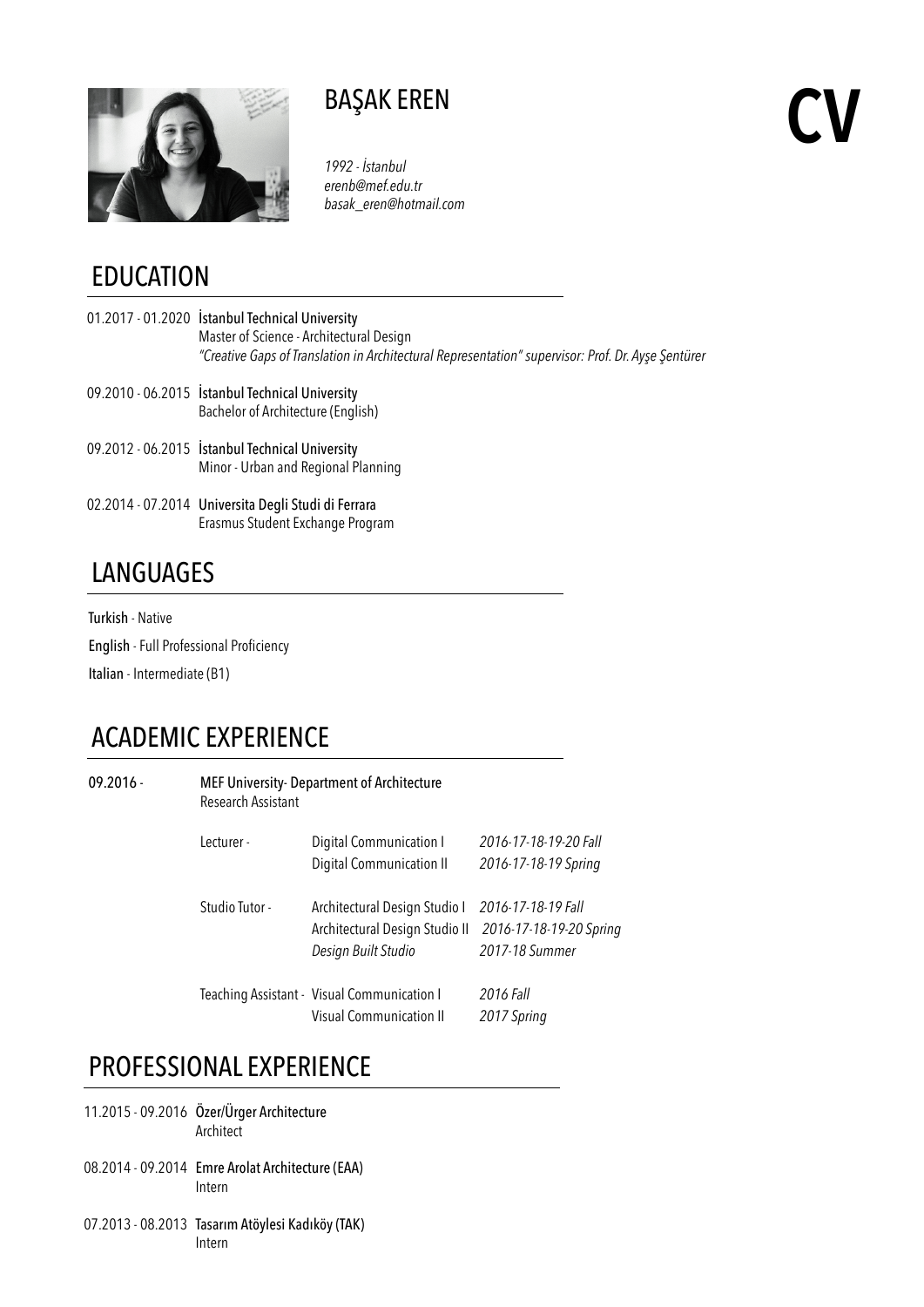# BAŞAK EREN

# CV

*1992 - İstanbul*
*erenb@mef.edu.tr*
*basak_eren@hotmail.com*

## EDUCATION

01.2017 - 01.2020 **İstanbul Technical University**
Master of Science - Architectural Design
*"Creative Gaps of Translation in Architectural Representation" supervisor: Prof. Dr. Ayşe Şentürer*

09.2010 - 06.2015 **İstanbul Technical University**
Bachelor of Architecture (English)

09.2012 - 06.2015 **İstanbul Technical University**
Minor - Urban and Regional Planning

02.2014 - 07.2014 **Universita Degli Studi di Ferrara**
Erasmus Student Exchange Program

## LANGUAGES

**Turkish** - Native

**English** - Full Professional Proficiency

**Italian** - Intermediate (B1)

## ACADEMIC EXPERIENCE

09.2016 - **MEF University- Department of Architecture**
Research Assistant

| | | |
|---|---|---|
| Lecturer - | Digital Communication I | *2016-17-18-19-20 Fall* |
| | Digital Communication II | *2016-17-18-19 Spring* |
| Studio Tutor - | Architectural Design Studio I | *2016-17-18-19 Fall* |
| | Architectural Design Studio II | *2016-17-18-19-20 Spring* |
| | *Design Built Studio* | *2017-18 Summer* |
| Teaching Assistant - | Visual Communication I | *2016 Fall* |
| | Visual Communication II | *2017 Spring* |

## PROFESSIONAL EXPERIENCE

11.2015 - 09.2016 **Özer/Ürger Architecture**
Architect

08.2014 - 09.2014 **Emre Arolat Architecture (EAA)**
Intern

07.2013 - 08.2013 **Tasarım Atöylesi Kadıköy (TAK)**
Intern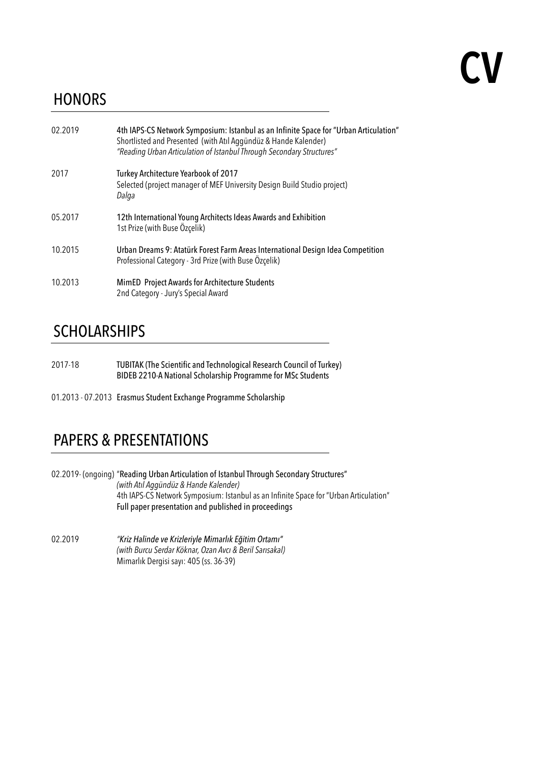# CV

## HONORS

02.2019 — **4th IAPS-CS Network Symposium: Istanbul as an Infinite Space for "Urban Articulation"**
Shortlisted and Presented (with Atıl Aggündüz & Hande Kalender)
*"Reading Urban Articulation of Istanbul Through Secondary Structures"*

2017 — **Turkey Architecture Yearbook of 2017**
Selected (project manager of MEF University Design Build Studio project)
*Dalga*

05.2017 — **12th International Young Architects Ideas Awards and Exhibition**
1st Prize (with Buse Özçelik)

10.2015 — **Urban Dreams 9: Atatürk Forest Farm Areas International Design Idea Competition**
Professional Category - 3rd Prize (with Buse Özçelik)

10.2013 — **MimED Project Awards for Architecture Students**
2nd Category - Jury's Special Award

## SCHOLARSHIPS

2017-18 — **TUBITAK (The Scientific and Technological Research Council of Turkey)**
**BIDEB 2210-A National Scholarship Programme for MSc Students**

01.2013 - 07.2013 — **Erasmus Student Exchange Programme Scholarship**

## PAPERS & PRESENTATIONS

02.2019- (ongoing) — "**Reading Urban Articulation of Istanbul Through Secondary Structures**"
*(with Atıl Aggündüz & Hande Kalender)*
4th IAPS-CS Network Symposium: Istanbul as an Infinite Space for "Urban Articulation"
**Full paper presentation and published in proceedings**

02.2019 — *"Kriz Halinde ve Krizleriyle Mimarlık Eğitim Ortamı"*
*(with Burcu Serdar Köknar, Ozan Avcı & Beril Sarısakal)*
Mimarlık Dergisi sayı: 405 (ss. 36-39)